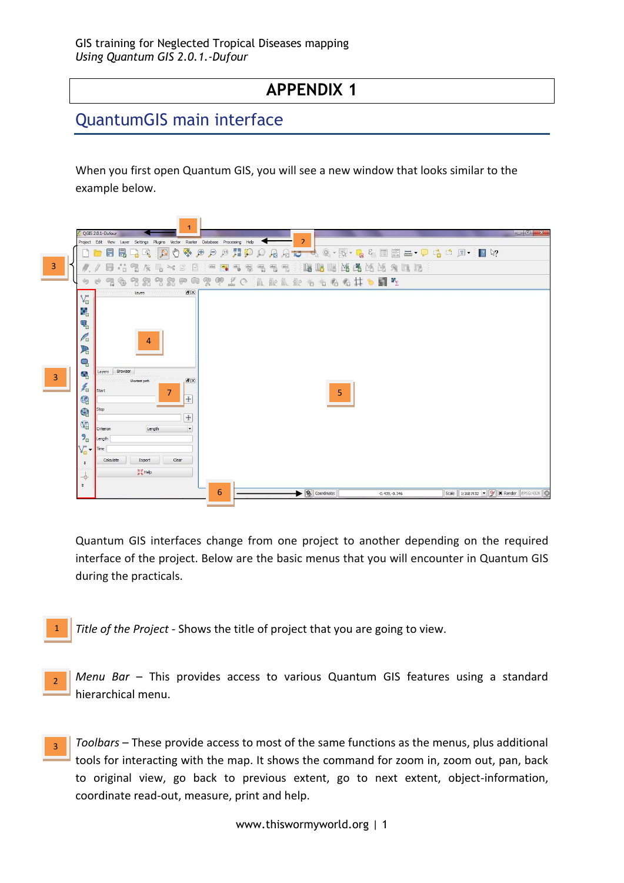# APPENDIX 1

## QuantumGIS main interface

When you first open Quantum GIS, you will see a new window that looks similar to the example below.

Quantum GIS interfaces change from one project to another depending on the required interface of the project. Below are the basic menus that you will encounter in Quantum GIS during the practicals.

1 *Title of the Project* - Shows the title of project that you are going to view.

2 *Menu Bar* – This provides access to various Quantum GIS features using a standard hierarchical menu.

3 *Toolbars* – These provide access to most of the same functions as the menus, plus additional tools for interacting with the map. It shows the command for zoom in, zoom out, pan, back to original view, go back to previous extent, go to next extent, object-information, coordinate read-out, measure, print and help.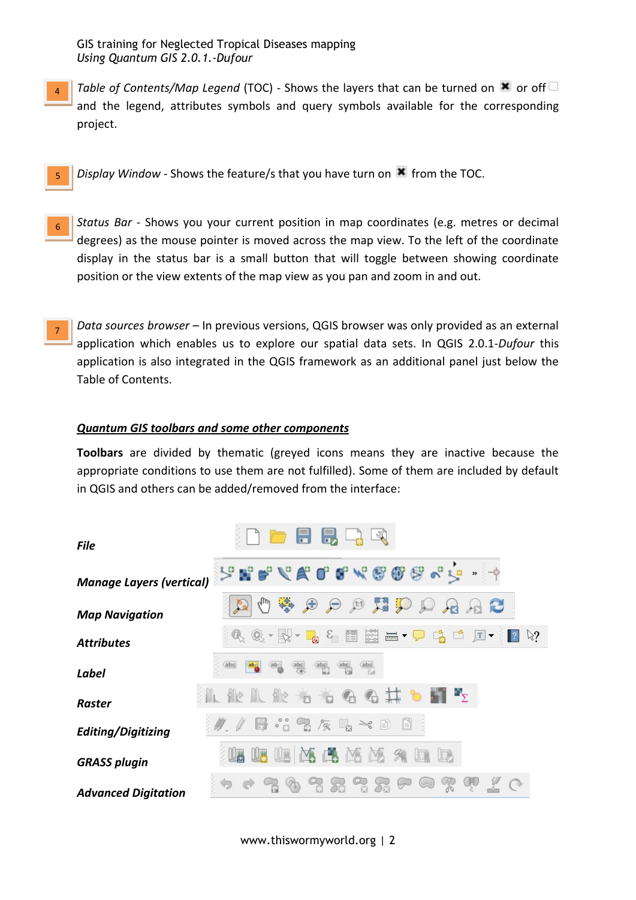4 *Table of Contents/Map Legend* (TOC) - Shows the layers that can be turned on ☒ or off ☐ and the legend, attributes symbols and query symbols available for the corresponding project.

5 *Display Window* - Shows the feature/s that you have turn on ☒ from the TOC.

6 *Status Bar* - Shows you your current position in map coordinates (e.g. metres or decimal degrees) as the mouse pointer is moved across the map view. To the left of the coordinate display in the status bar is a small button that will toggle between showing coordinate position or the view extents of the map view as you pan and zoom in and out.

7 *Data sources browser* – In previous versions, QGIS browser was only provided as an external application which enables us to explore our spatial data sets. In QGIS 2.0.1-*Dufour* this application is also integrated in the QGIS framework as an additional panel just below the Table of Contents.

## ***Quantum GIS toolbars and some other components***

**Toolbars** are divided by thematic (greyed icons means they are inactive because the appropriate conditions to use them are not fulfilled). Some of them are included by default in QGIS and others can be added/removed from the interface:

***File***

***Manage Layers (vertical)***

***Map Navigation***

***Attributes***

***Label***

***Raster***

***Editing/Digitizing***

***GRASS plugin***

***Advanced Digitation***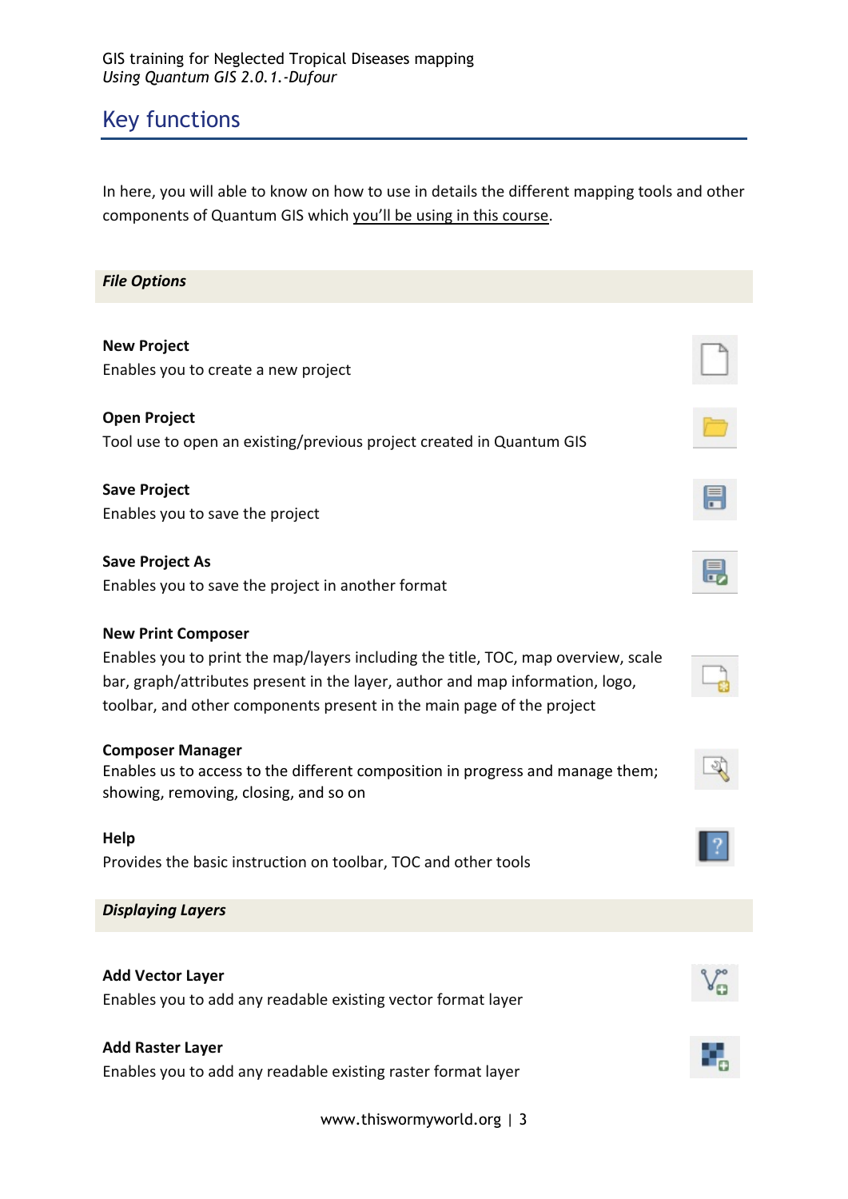## Key functions

In here, you will able to know on how to use in details the different mapping tools and other components of Quantum GIS which you'll be using in this course.

### *File Options*

**New Project**
Enables you to create a new project

**Open Project**
Tool use to open an existing/previous project created in Quantum GIS

**Save Project**
Enables you to save the project

**Save Project As**
Enables you to save the project in another format

**New Print Composer**
Enables you to print the map/layers including the title, TOC, map overview, scale bar, graph/attributes present in the layer, author and map information, logo, toolbar, and other components present in the main page of the project

**Composer Manager**
Enables us to access to the different composition in progress and manage them; showing, removing, closing, and so on

**Help**
Provides the basic instruction on toolbar, TOC and other tools

### *Displaying Layers*

**Add Vector Layer**
Enables you to add any readable existing vector format layer

**Add Raster Layer**
Enables you to add any readable existing raster format layer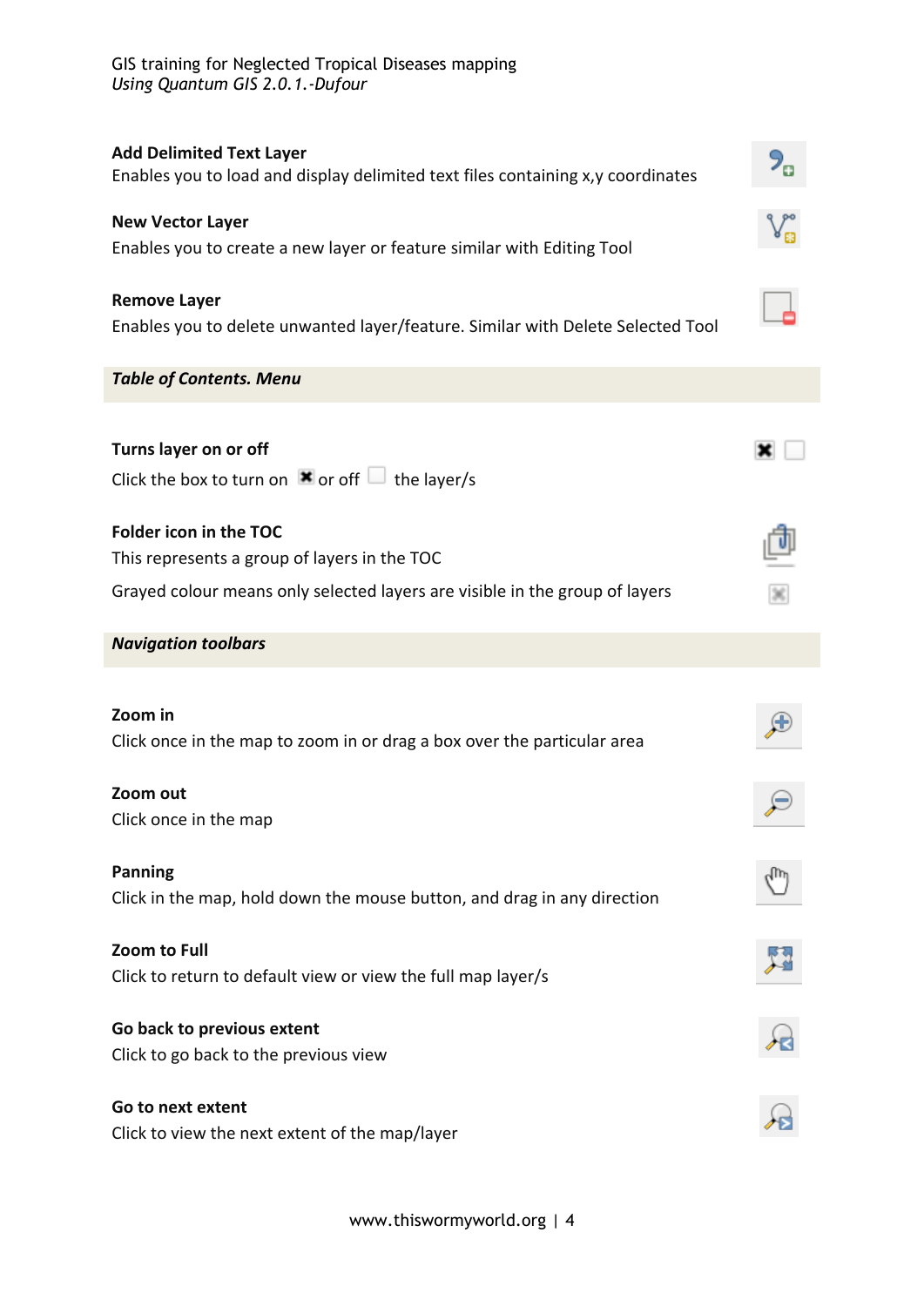**Add Delimited Text Layer**
Enables you to load and display delimited text files containing x,y coordinates

**New Vector Layer**
Enables you to create a new layer or feature similar with Editing Tool

**Remove Layer**
Enables you to delete unwanted layer/feature. Similar with Delete Selected Tool

***Table of Contents. Menu***

**Turns layer on or off**
Click the box to turn on or off the layer/s

**Folder icon in the TOC**
This represents a group of layers in the TOC

Grayed colour means only selected layers are visible in the group of layers

***Navigation toolbars***

**Zoom in**
Click once in the map to zoom in or drag a box over the particular area

**Zoom out**
Click once in the map

**Panning**
Click in the map, hold down the mouse button, and drag in any direction

**Zoom to Full**
Click to return to default view or view the full map layer/s

**Go back to previous extent**
Click to go back to the previous view

**Go to next extent**
Click to view the next extent of the map/layer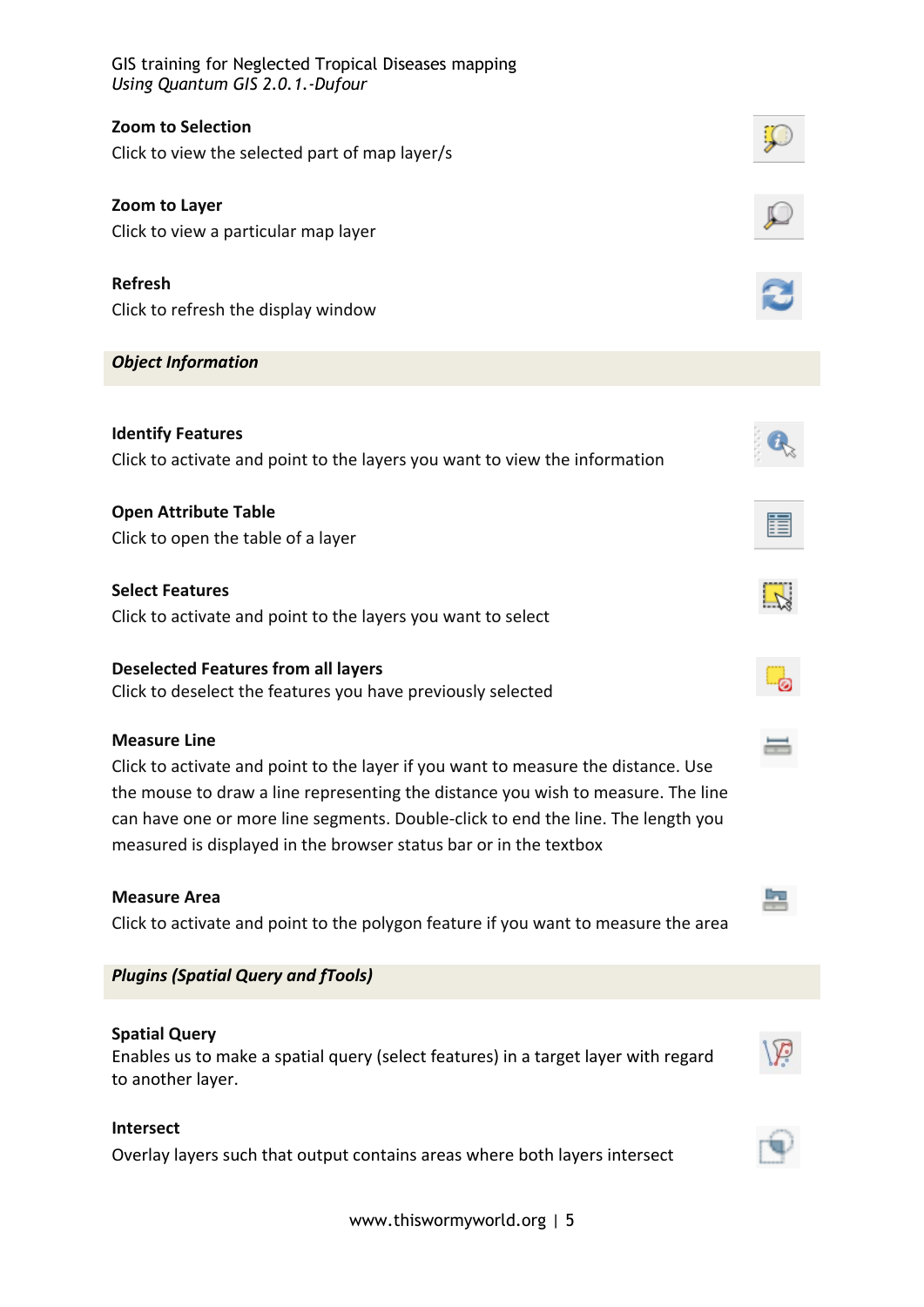**Zoom to Selection**
Click to view the selected part of map layer/s

**Zoom to Layer**
Click to view a particular map layer

**Refresh**
Click to refresh the display window

***Object Information***

**Identify Features**
Click to activate and point to the layers you want to view the information

**Open Attribute Table**
Click to open the table of a layer

**Select Features**
Click to activate and point to the layers you want to select

**Deselected Features from all layers**
Click to deselect the features you have previously selected

**Measure Line**
Click to activate and point to the layer if you want to measure the distance. Use the mouse to draw a line representing the distance you wish to measure. The line can have one or more line segments. Double-click to end the line. The length you measured is displayed in the browser status bar or in the textbox

**Measure Area**
Click to activate and point to the polygon feature if you want to measure the area

***Plugins (Spatial Query and fTools)***

**Spatial Query**
Enables us to make a spatial query (select features) in a target layer with regard to another layer.

**Intersect**
Overlay layers such that output contains areas where both layers intersect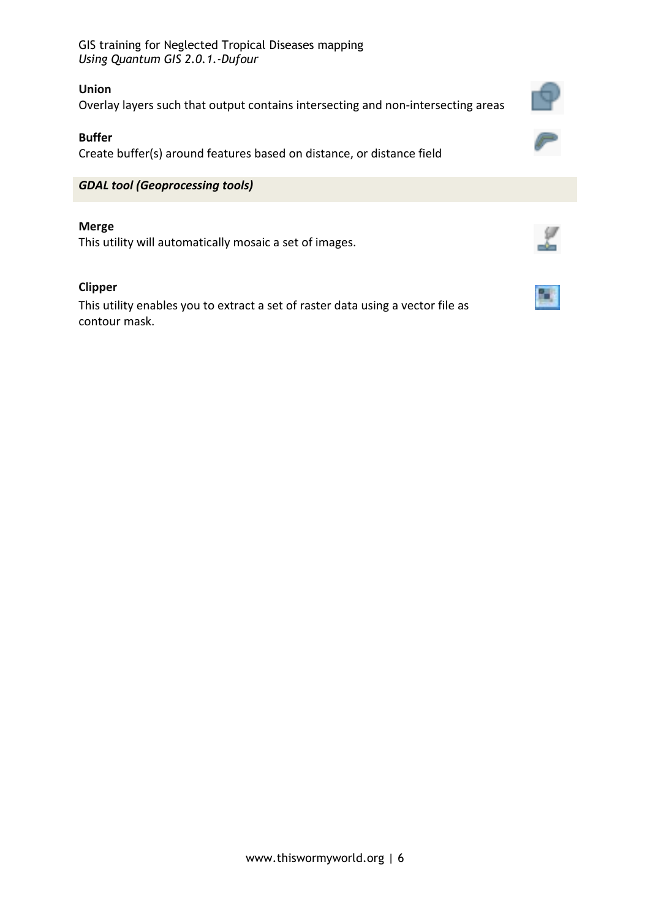**Union**
Overlay layers such that output contains intersecting and non-intersecting areas

**Buffer**
Create buffer(s) around features based on distance, or distance field

***GDAL tool (Geoprocessing tools)***

**Merge**
This utility will automatically mosaic a set of images.

**Clipper**
This utility enables you to extract a set of raster data using a vector file as contour mask.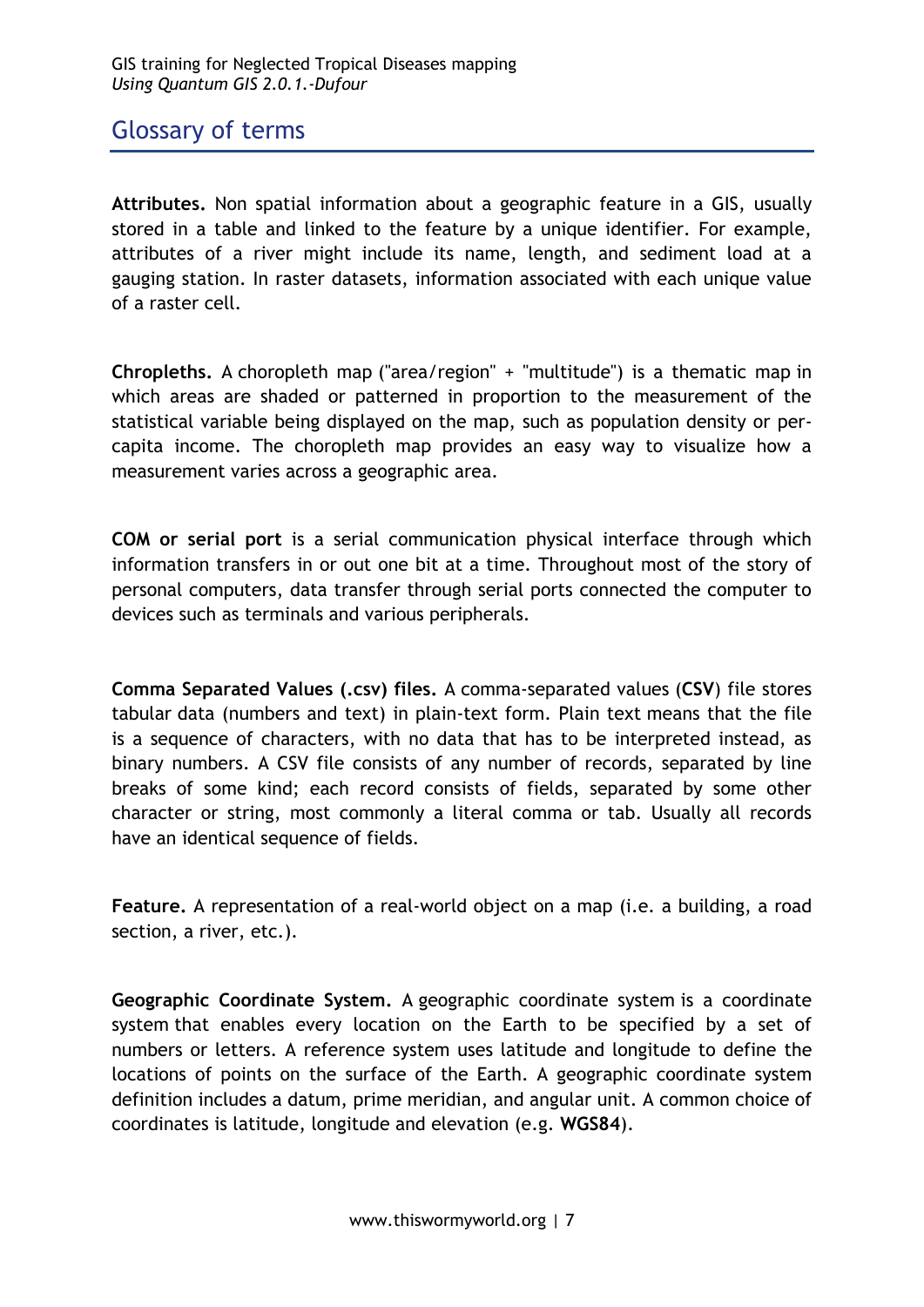## Glossary of terms

**Attributes.** Non spatial information about a geographic feature in a GIS, usually stored in a table and linked to the feature by a unique identifier. For example, attributes of a river might include its name, length, and sediment load at a gauging station. In raster datasets, information associated with each unique value of a raster cell.

**Chropleths.** A choropleth map ("area/region" + "multitude") is a thematic map in which areas are shaded or patterned in proportion to the measurement of the statistical variable being displayed on the map, such as population density or per-capita income. The choropleth map provides an easy way to visualize how a measurement varies across a geographic area.

**COM or serial port** is a serial communication physical interface through which information transfers in or out one bit at a time. Throughout most of the story of personal computers, data transfer through serial ports connected the computer to devices such as terminals and various peripherals.

**Comma Separated Values (.csv) files.** A comma-separated values (**CSV**) file stores tabular data (numbers and text) in plain-text form. Plain text means that the file is a sequence of characters, with no data that has to be interpreted instead, as binary numbers. A CSV file consists of any number of records, separated by line breaks of some kind; each record consists of fields, separated by some other character or string, most commonly a literal comma or tab. Usually all records have an identical sequence of fields.

**Feature.** A representation of a real-world object on a map (i.e. a building, a road section, a river, etc.).

**Geographic Coordinate System.** A geographic coordinate system is a coordinate system that enables every location on the Earth to be specified by a set of numbers or letters. A reference system uses latitude and longitude to define the locations of points on the surface of the Earth. A geographic coordinate system definition includes a datum, prime meridian, and angular unit. A common choice of coordinates is latitude, longitude and elevation (e.g. **WGS84**).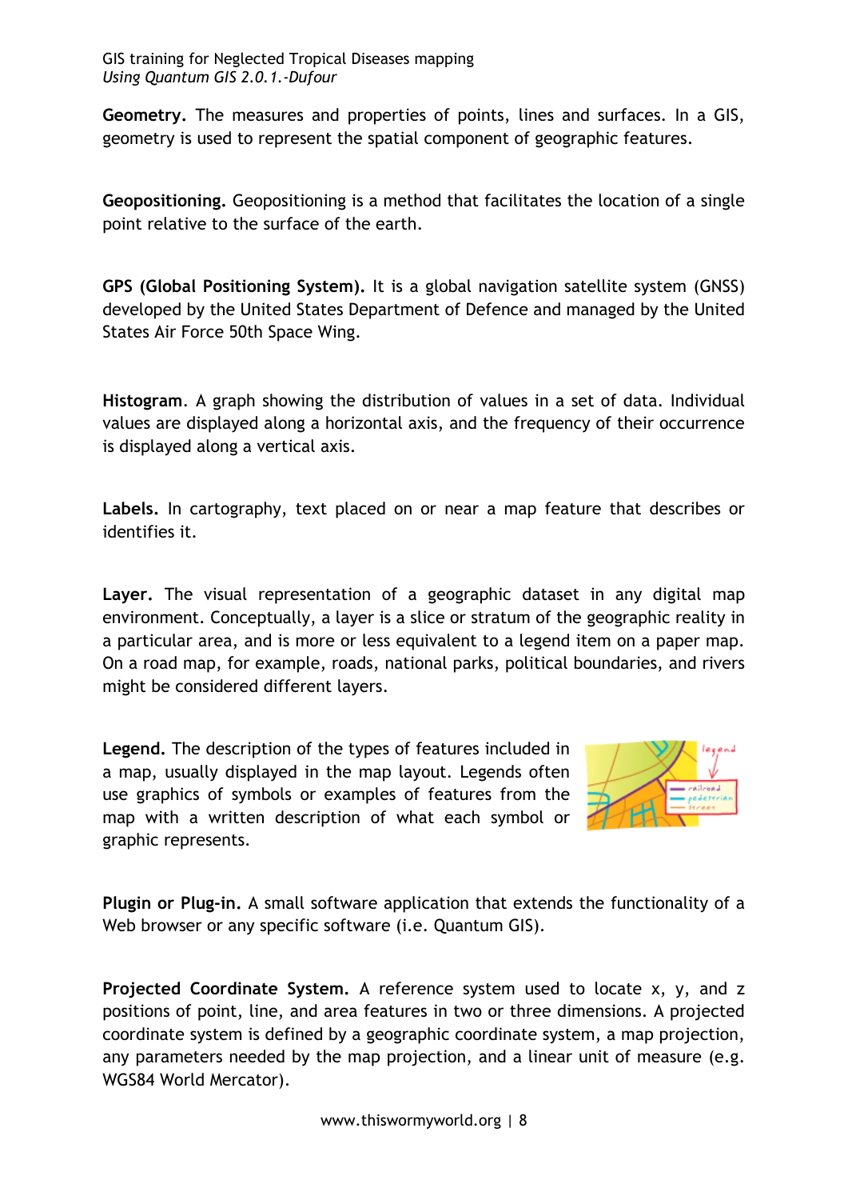**Geometry.** The measures and properties of points, lines and surfaces. In a GIS, geometry is used to represent the spatial component of geographic features.

**Geopositioning.** Geopositioning is a method that facilitates the location of a single point relative to the surface of the earth.

**GPS (Global Positioning System).** It is a global navigation satellite system (GNSS) developed by the United States Department of Defence and managed by the United States Air Force 50th Space Wing.

**Histogram**. A graph showing the distribution of values in a set of data. Individual values are displayed along a horizontal axis, and the frequency of their occurrence is displayed along a vertical axis.

**Labels.** In cartography, text placed on or near a map feature that describes or identifies it.

**Layer.** The visual representation of a geographic dataset in any digital map environment. Conceptually, a layer is a slice or stratum of the geographic reality in a particular area, and is more or less equivalent to a legend item on a paper map. On a road map, for example, roads, national parks, political boundaries, and rivers might be considered different layers.

**Legend.** The description of the types of features included in a map, usually displayed in the map layout. Legends often use graphics of symbols or examples of features from the map with a written description of what each symbol or graphic represents.

**Plugin or Plug-in.** A small software application that extends the functionality of a Web browser or any specific software (i.e. Quantum GIS).

**Projected Coordinate System.** A reference system used to locate x, y, and z positions of point, line, and area features in two or three dimensions. A projected coordinate system is defined by a geographic coordinate system, a map projection, any parameters needed by the map projection, and a linear unit of measure (e.g. WGS84 World Mercator).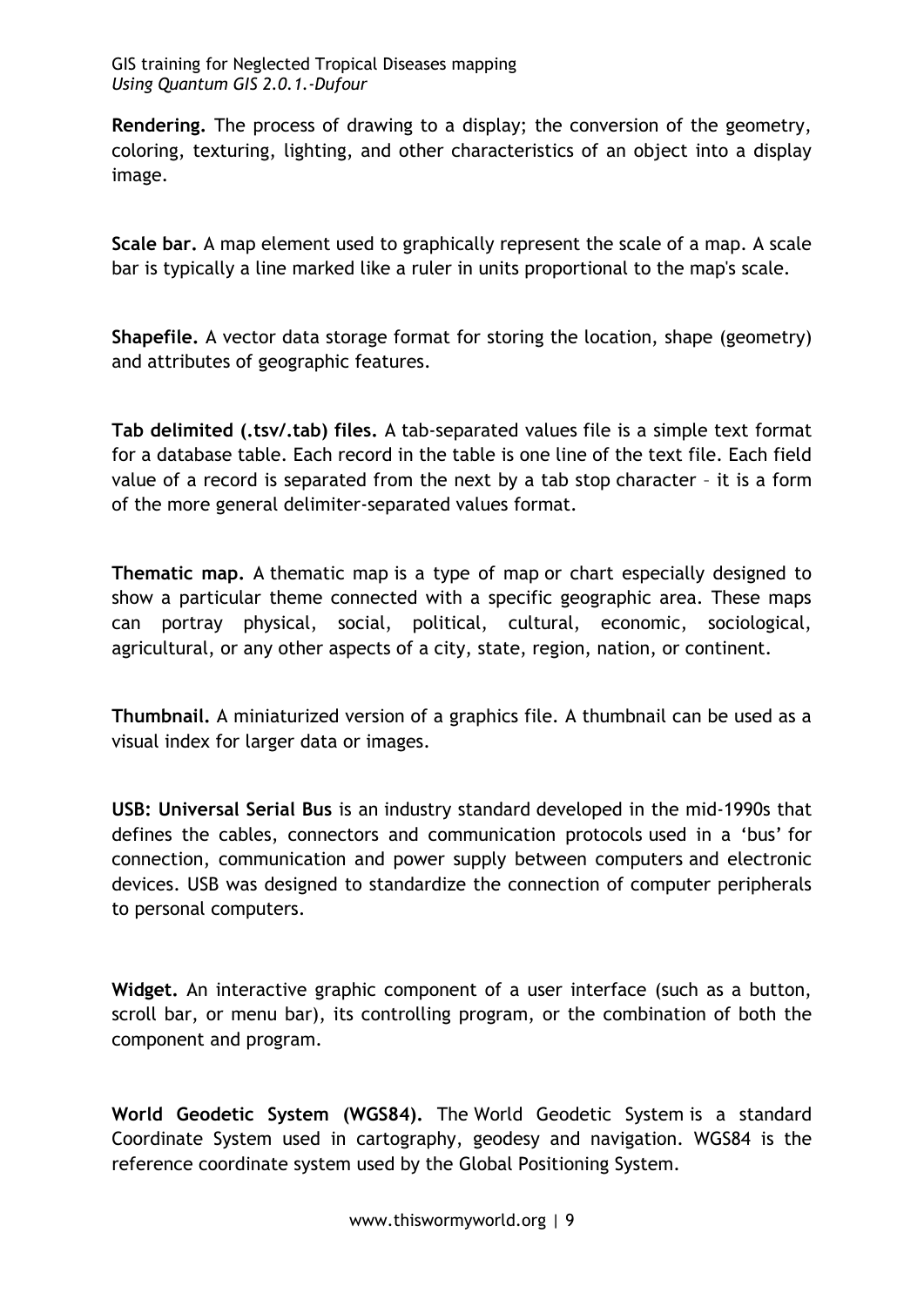**Rendering.** The process of drawing to a display; the conversion of the geometry, coloring, texturing, lighting, and other characteristics of an object into a display image.

**Scale bar.** A map element used to graphically represent the scale of a map. A scale bar is typically a line marked like a ruler in units proportional to the map's scale.

**Shapefile.** A vector data storage format for storing the location, shape (geometry) and attributes of geographic features.

**Tab delimited (.tsv/.tab) files.** A tab-separated values file is a simple text format for a database table. Each record in the table is one line of the text file. Each field value of a record is separated from the next by a tab stop character – it is a form of the more general delimiter-separated values format.

**Thematic map.** A thematic map is a type of map or chart especially designed to show a particular theme connected with a specific geographic area. These maps can portray physical, social, political, cultural, economic, sociological, agricultural, or any other aspects of a city, state, region, nation, or continent.

**Thumbnail.** A miniaturized version of a graphics file. A thumbnail can be used as a visual index for larger data or images.

**USB: Universal Serial Bus** is an industry standard developed in the mid-1990s that defines the cables, connectors and communication protocols used in a 'bus' for connection, communication and power supply between computers and electronic devices. USB was designed to standardize the connection of computer peripherals to personal computers.

**Widget.** An interactive graphic component of a user interface (such as a button, scroll bar, or menu bar), its controlling program, or the combination of both the component and program.

**World Geodetic System (WGS84).** The World Geodetic System is a standard Coordinate System used in cartography, geodesy and navigation. WGS84 is the reference coordinate system used by the Global Positioning System.